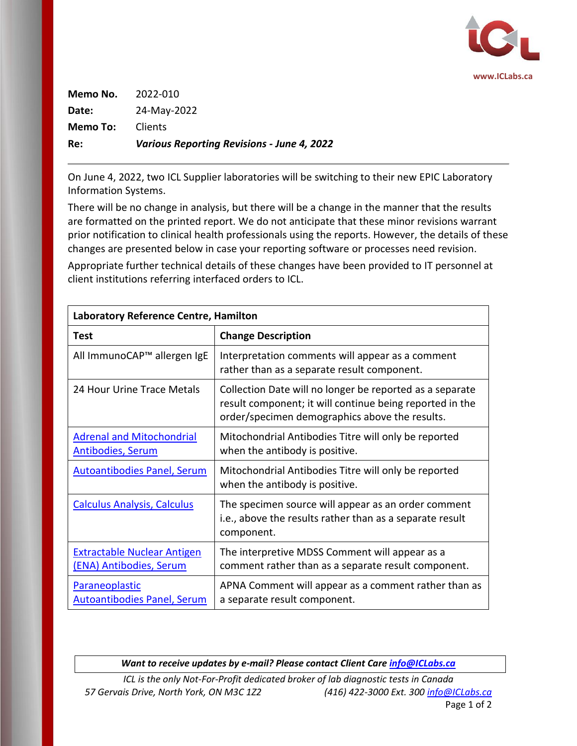www.ICLabs.ca

**Memo No.** 2022-010
**Date:** 24-May-2022
**Memo To:** Clients
**Re:** ***Various Reporting Revisions - June 4, 2022***

---

On June 4, 2022, two ICL Supplier laboratories will be switching to their new EPIC Laboratory Information Systems.

There will be no change in analysis, but there will be a change in the manner that the results are formatted on the printed report. We do not anticipate that these minor revisions warrant prior notification to clinical health professionals using the reports. However, the details of these changes are presented below in case your reporting software or processes need revision.

Appropriate further technical details of these changes have been provided to IT personnel at client institutions referring interfaced orders to ICL.

| **Laboratory Reference Centre, Hamilton** | |
|---|---|
| **Test** | **Change Description** |
| All ImmunoCAP™ allergen IgE | Interpretation comments will appear as a comment rather than as a separate result component. |
| 24 Hour Urine Trace Metals | Collection Date will no longer be reported as a separate result component; it will continue being reported in the order/specimen demographics above the results. |
| Adrenal and Mitochondrial Antibodies, Serum | Mitochondrial Antibodies Titre will only be reported when the antibody is positive. |
| Autoantibodies Panel, Serum | Mitochondrial Antibodies Titre will only be reported when the antibody is positive. |
| Calculus Analysis, Calculus | The specimen source will appear as an order comment i.e., above the results rather than as a separate result component. |
| Extractable Nuclear Antigen (ENA) Antibodies, Serum | The interpretive MDSS Comment will appear as a comment rather than as a separate result component. |
| Paraneoplastic Autoantibodies Panel, Serum | APNA Comment will appear as a comment rather than as a separate result component. |

***Want to receive updates by e-mail? Please contact Client Care info@ICLabs.ca***

*ICL is the only Not-For-Profit dedicated broker of lab diagnostic tests in Canada*
*57 Gervais Drive, North York, ON M3C 1Z2 (416) 422-3000 Ext. 300 info@ICLabs.ca*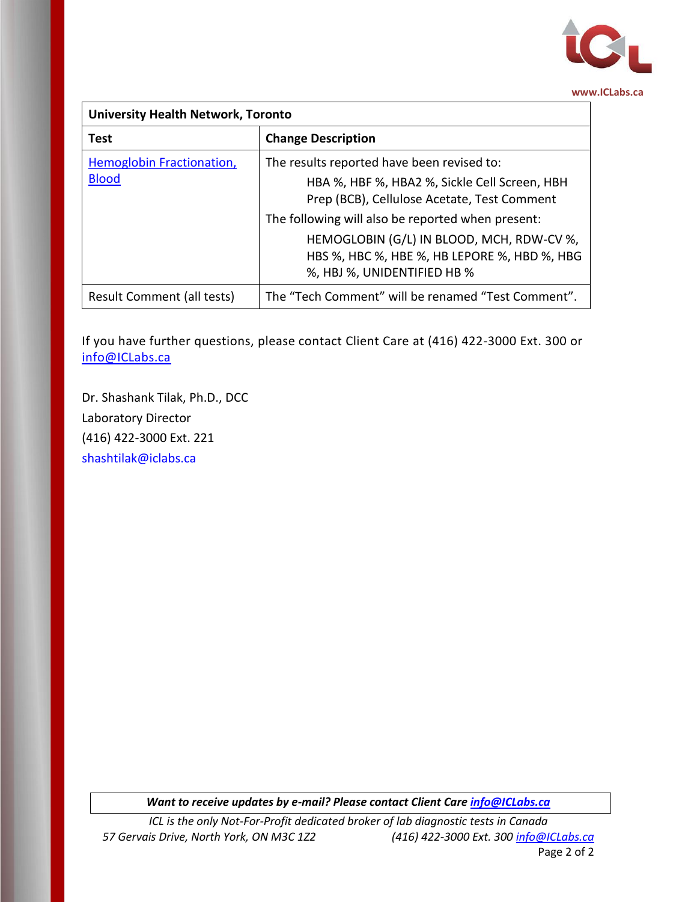| University Health Network, Toronto | |
|---|---|
| **Test** | **Change Description** |
| Hemoglobin Fractionation, Blood | The results reported have been revised to: HBA %, HBF %, HBA2 %, Sickle Cell Screen, HBH Prep (BCB), Cellulose Acetate, Test Comment<br>The following will also be reported when present: HEMOGLOBIN (G/L) IN BLOOD, MCH, RDW-CV %, HBS %, HBC %, HBE %, HB LEPORE %, HBD %, HBG %, HBJ %, UNIDENTIFIED HB % |
| Result Comment (all tests) | The “Tech Comment” will be renamed “Test Comment”. |

If you have further questions, please contact Client Care at (416) 422-3000 Ext. 300 or info@ICLabs.ca

Dr. Shashank Tilak, Ph.D., DCC
Laboratory Director
(416) 422-3000 Ext. 221
shashtilak@iclabs.ca

***Want to receive updates by e-mail? Please contact Client Care info@ICLabs.ca***

*ICL is the only Not-For-Profit dedicated broker of lab diagnostic tests in Canada*
*57 Gervais Drive, North York, ON M3C 1Z2* *(416) 422-3000 Ext. 300 info@ICLabs.ca*